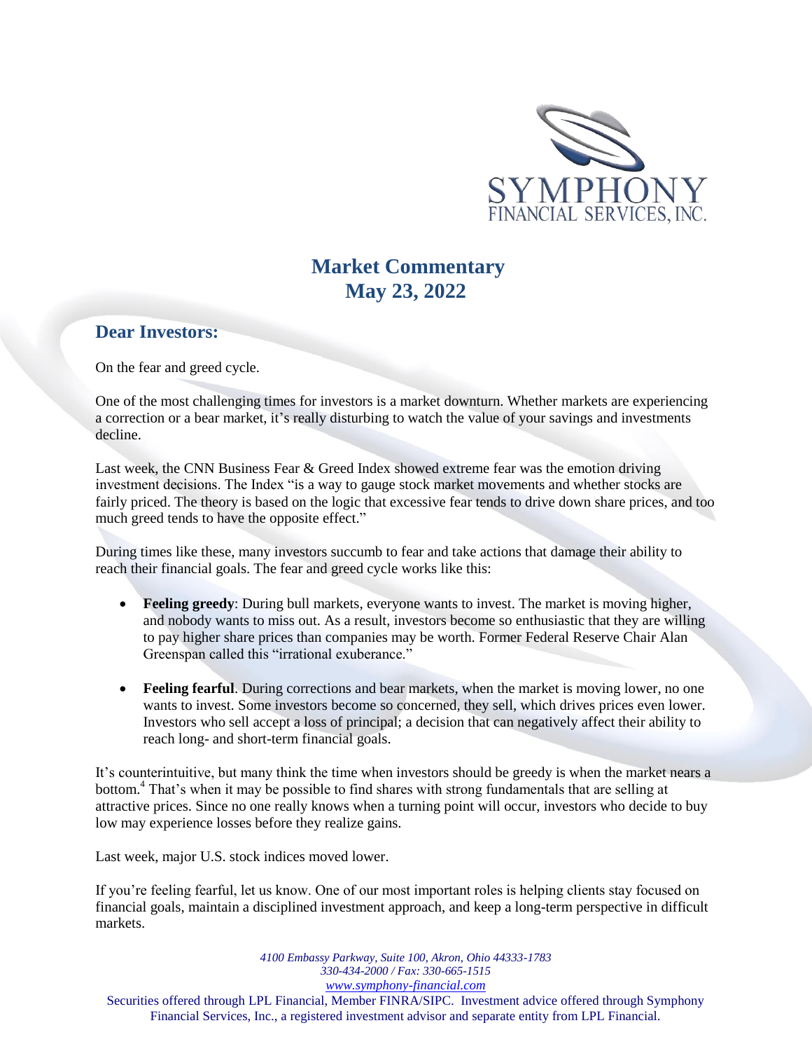SYMPHONY
FINANCIAL SERVICES, INC.

# Market Commentary
# May 23, 2022

## Dear Investors:

On the fear and greed cycle.

One of the most challenging times for investors is a market downturn. Whether markets are experiencing a correction or a bear market, it's really disturbing to watch the value of your savings and investments decline.

Last week, the CNN Business Fear & Greed Index showed extreme fear was the emotion driving investment decisions. The Index "is a way to gauge stock market movements and whether stocks are fairly priced. The theory is based on the logic that excessive fear tends to drive down share prices, and too much greed tends to have the opposite effect."

During times like these, many investors succumb to fear and take actions that damage their ability to reach their financial goals. The fear and greed cycle works like this:

- **Feeling greedy**: During bull markets, everyone wants to invest. The market is moving higher, and nobody wants to miss out. As a result, investors become so enthusiastic that they are willing to pay higher share prices than companies may be worth. Former Federal Reserve Chair Alan Greenspan called this "irrational exuberance."

- **Feeling fearful**. During corrections and bear markets, when the market is moving lower, no one wants to invest. Some investors become so concerned, they sell, which drives prices even lower. Investors who sell accept a loss of principal; a decision that can negatively affect their ability to reach long- and short-term financial goals.

It's counterintuitive, but many think the time when investors should be greedy is when the market nears a bottom.[4] That's when it may be possible to find shares with strong fundamentals that are selling at attractive prices. Since no one really knows when a turning point will occur, investors who decide to buy low may experience losses before they realize gains.

Last week, major U.S. stock indices moved lower.

If you're feeling fearful, let us know. One of our most important roles is helping clients stay focused on financial goals, maintain a disciplined investment approach, and keep a long-term perspective in difficult markets.

*4100 Embassy Parkway, Suite 100, Akron, Ohio 44333-1783*
*330-434-2000 / Fax: 330-665-1515*
*www.symphony-financial.com*

Securities offered through LPL Financial, Member FINRA/SIPC. Investment advice offered through Symphony Financial Services, Inc., a registered investment advisor and separate entity from LPL Financial.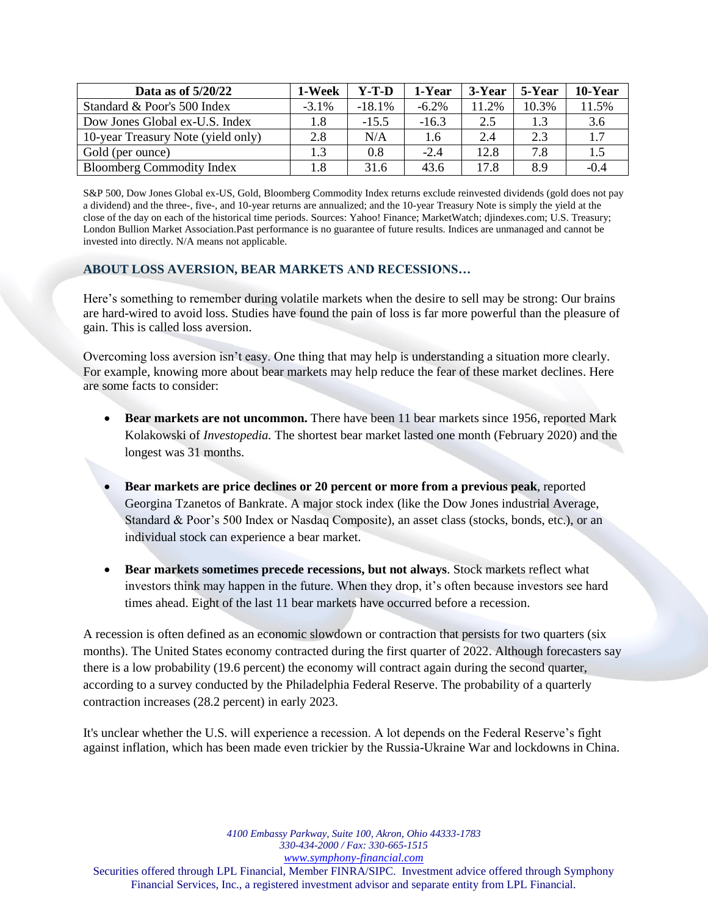| Data as of 5/20/22 | 1-Week | Y-T-D | 1-Year | 3-Year | 5-Year | 10-Year |
|---|---|---|---|---|---|---|
| Standard & Poor's 500 Index | -3.1% | -18.1% | -6.2% | 11.2% | 10.3% | 11.5% |
| Dow Jones Global ex-U.S. Index | 1.8 | -15.5 | -16.3 | 2.5 | 1.3 | 3.6 |
| 10-year Treasury Note (yield only) | 2.8 | N/A | 1.6 | 2.4 | 2.3 | 1.7 |
| Gold (per ounce) | 1.3 | 0.8 | -2.4 | 12.8 | 7.8 | 1.5 |
| Bloomberg Commodity Index | 1.8 | 31.6 | 43.6 | 17.8 | 8.9 | -0.4 |

S&P 500, Dow Jones Global ex-US, Gold, Bloomberg Commodity Index returns exclude reinvested dividends (gold does not pay a dividend) and the three-, five-, and 10-year returns are annualized; and the 10-year Treasury Note is simply the yield at the close of the day on each of the historical time periods. Sources: Yahoo! Finance; MarketWatch; djindexes.com; U.S. Treasury; London Bullion Market Association.Past performance is no guarantee of future results. Indices are unmanaged and cannot be invested into directly. N/A means not applicable.

### ABOUT LOSS AVERSION, BEAR MARKETS AND RECESSIONS…

Here's something to remember during volatile markets when the desire to sell may be strong: Our brains are hard-wired to avoid loss. Studies have found the pain of loss is far more powerful than the pleasure of gain. This is called loss aversion.

Overcoming loss aversion isn't easy. One thing that may help is understanding a situation more clearly. For example, knowing more about bear markets may help reduce the fear of these market declines. Here are some facts to consider:

- **Bear markets are not uncommon.** There have been 11 bear markets since 1956, reported Mark Kolakowski of *Investopedia.* The shortest bear market lasted one month (February 2020) and the longest was 31 months.

- **Bear markets are price declines or 20 percent or more from a previous peak**, reported Georgina Tzanetos of Bankrate. A major stock index (like the Dow Jones industrial Average, Standard & Poor's 500 Index or Nasdaq Composite), an asset class (stocks, bonds, etc.), or an individual stock can experience a bear market.

- **Bear markets sometimes precede recessions, but not always**. Stock markets reflect what investors think may happen in the future. When they drop, it's often because investors see hard times ahead. Eight of the last 11 bear markets have occurred before a recession.

A recession is often defined as an economic slowdown or contraction that persists for two quarters (six months). The United States economy contracted during the first quarter of 2022. Although forecasters say there is a low probability (19.6 percent) the economy will contract again during the second quarter, according to a survey conducted by the Philadelphia Federal Reserve. The probability of a quarterly contraction increases (28.2 percent) in early 2023.

It's unclear whether the U.S. will experience a recession. A lot depends on the Federal Reserve's fight against inflation, which has been made even trickier by the Russia-Ukraine War and lockdowns in China.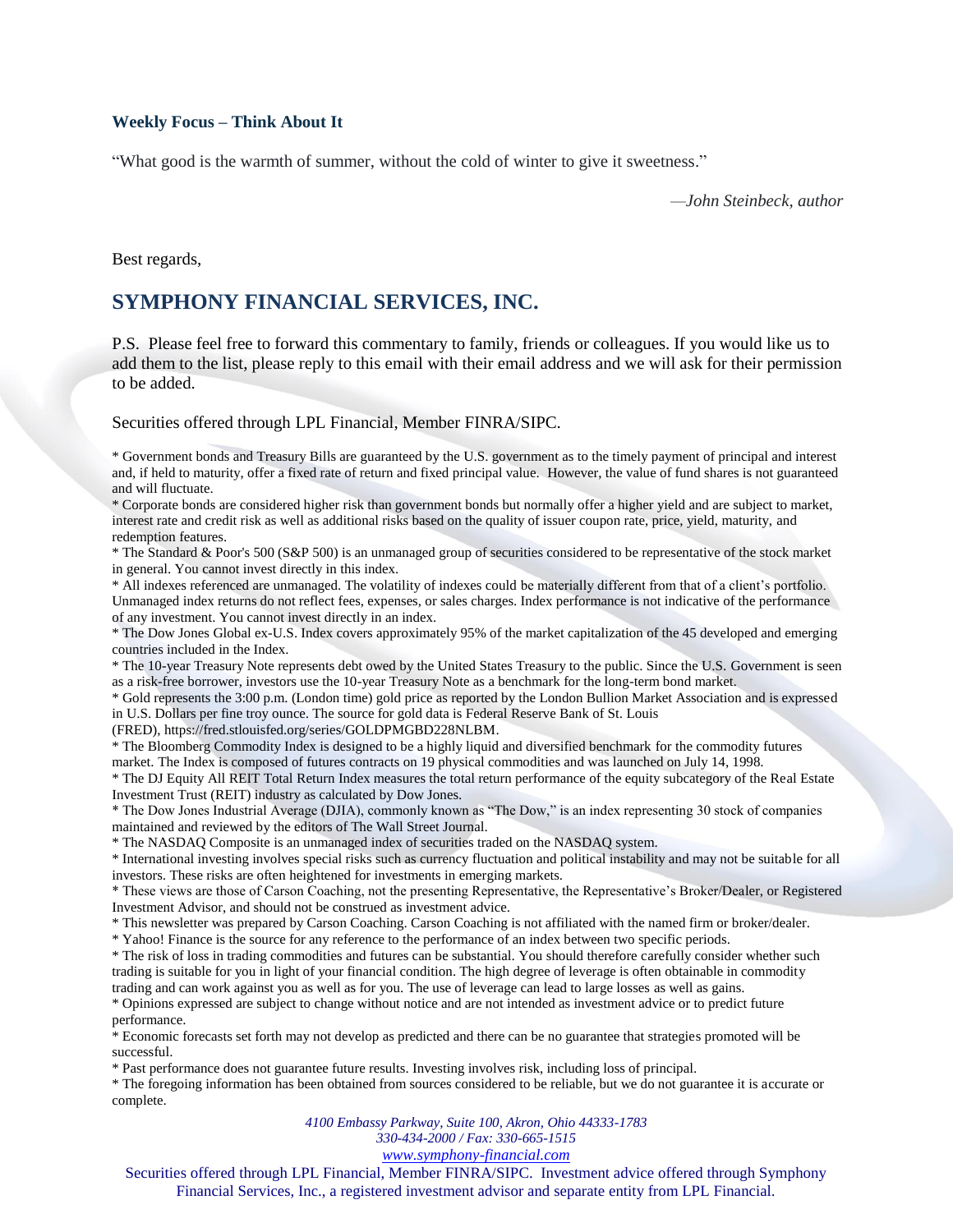**Weekly Focus – Think About It**

"What good is the warmth of summer, without the cold of winter to give it sweetness."

*—John Steinbeck, author*

Best regards,

## SYMPHONY FINANCIAL SERVICES, INC.

P.S. Please feel free to forward this commentary to family, friends or colleagues. If you would like us to add them to the list, please reply to this email with their email address and we will ask for their permission to be added.

Securities offered through LPL Financial, Member FINRA/SIPC.

* Government bonds and Treasury Bills are guaranteed by the U.S. government as to the timely payment of principal and interest and, if held to maturity, offer a fixed rate of return and fixed principal value. However, the value of fund shares is not guaranteed and will fluctuate.
* Corporate bonds are considered higher risk than government bonds but normally offer a higher yield and are subject to market, interest rate and credit risk as well as additional risks based on the quality of issuer coupon rate, price, yield, maturity, and redemption features.
* The Standard & Poor's 500 (S&P 500) is an unmanaged group of securities considered to be representative of the stock market in general. You cannot invest directly in this index.
* All indexes referenced are unmanaged. The volatility of indexes could be materially different from that of a client's portfolio. Unmanaged index returns do not reflect fees, expenses, or sales charges. Index performance is not indicative of the performance of any investment. You cannot invest directly in an index.
* The Dow Jones Global ex-U.S. Index covers approximately 95% of the market capitalization of the 45 developed and emerging countries included in the Index.
* The 10-year Treasury Note represents debt owed by the United States Treasury to the public. Since the U.S. Government is seen as a risk-free borrower, investors use the 10-year Treasury Note as a benchmark for the long-term bond market.
* Gold represents the 3:00 p.m. (London time) gold price as reported by the London Bullion Market Association and is expressed in U.S. Dollars per fine troy ounce. The source for gold data is Federal Reserve Bank of St. Louis (FRED), https://fred.stlouisfed.org/series/GOLDPMGBD228NLBM.
* The Bloomberg Commodity Index is designed to be a highly liquid and diversified benchmark for the commodity futures market. The Index is composed of futures contracts on 19 physical commodities and was launched on July 14, 1998.
* The DJ Equity All REIT Total Return Index measures the total return performance of the equity subcategory of the Real Estate Investment Trust (REIT) industry as calculated by Dow Jones.
* The Dow Jones Industrial Average (DJIA), commonly known as "The Dow," is an index representing 30 stock of companies maintained and reviewed by the editors of The Wall Street Journal.
* The NASDAQ Composite is an unmanaged index of securities traded on the NASDAQ system.
* International investing involves special risks such as currency fluctuation and political instability and may not be suitable for all investors. These risks are often heightened for investments in emerging markets.
* These views are those of Carson Coaching, not the presenting Representative, the Representative's Broker/Dealer, or Registered Investment Advisor, and should not be construed as investment advice.
* This newsletter was prepared by Carson Coaching. Carson Coaching is not affiliated with the named firm or broker/dealer.
* Yahoo! Finance is the source for any reference to the performance of an index between two specific periods.
* The risk of loss in trading commodities and futures can be substantial. You should therefore carefully consider whether such trading is suitable for you in light of your financial condition. The high degree of leverage is often obtainable in commodity trading and can work against you as well as for you. The use of leverage can lead to large losses as well as gains.
* Opinions expressed are subject to change without notice and are not intended as investment advice or to predict future performance.
* Economic forecasts set forth may not develop as predicted and there can be no guarantee that strategies promoted will be successful.
* Past performance does not guarantee future results. Investing involves risk, including loss of principal.
* The foregoing information has been obtained from sources considered to be reliable, but we do not guarantee it is accurate or complete.

*4100 Embassy Parkway, Suite 100, Akron, Ohio 44333-1783*
*330-434-2000 / Fax: 330-665-1515*
*www.symphony-financial.com*

Securities offered through LPL Financial, Member FINRA/SIPC. Investment advice offered through Symphony Financial Services, Inc., a registered investment advisor and separate entity from LPL Financial.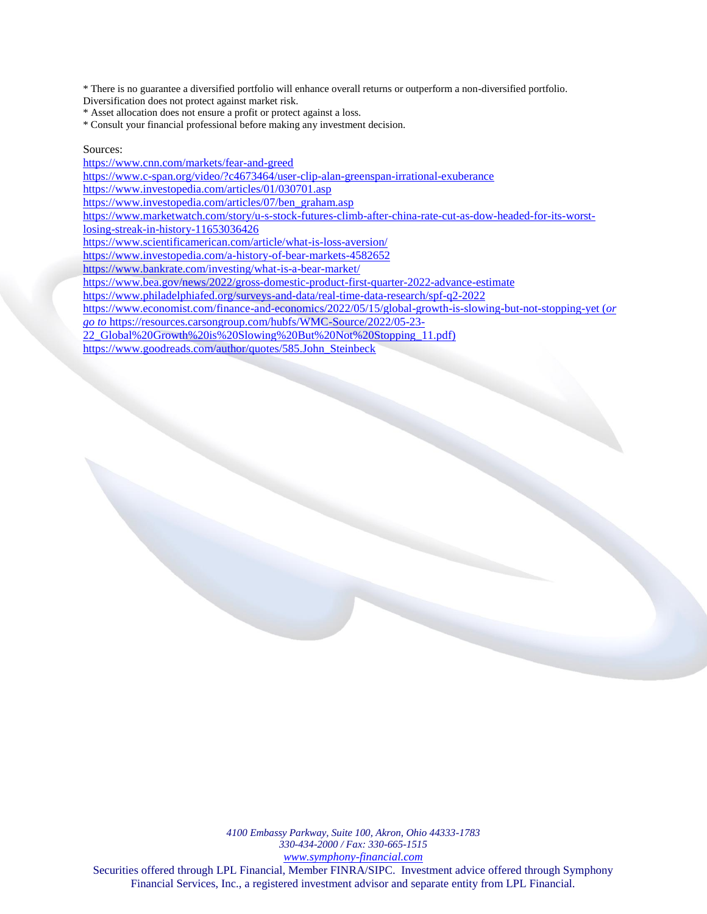* There is no guarantee a diversified portfolio will enhance overall returns or outperform a non-diversified portfolio. Diversification does not protect against market risk.
* Asset allocation does not ensure a profit or protect against a loss.
* Consult your financial professional before making any investment decision.

Sources:
https://www.cnn.com/markets/fear-and-greed
https://www.c-span.org/video/?c4673464/user-clip-alan-greenspan-irrational-exuberance
https://www.investopedia.com/articles/01/030701.asp
https://www.investopedia.com/articles/07/ben_graham.asp
https://www.marketwatch.com/story/u-s-stock-futures-climb-after-china-rate-cut-as-dow-headed-for-its-worst-losing-streak-in-history-11653036426
https://www.scientificamerican.com/article/what-is-loss-aversion/
https://www.investopedia.com/a-history-of-bear-markets-4582652
https://www.bankrate.com/investing/what-is-a-bear-market/
https://www.bea.gov/news/2022/gross-domestic-product-first-quarter-2022-advance-estimate
https://www.philadelphiafed.org/surveys-and-data/real-time-data-research/spf-q2-2022
https://www.economist.com/finance-and-economics/2022/05/15/global-growth-is-slowing-but-not-stopping-yet (*or go to* https://resources.carsongroup.com/hubfs/WMC-Source/2022/05-23-22_Global%20Growth%20is%20Slowing%20But%20Not%20Stopping_11.pdf)
https://www.goodreads.com/author/quotes/585.John_Steinbeck

*4100 Embassy Parkway, Suite 100, Akron, Ohio 44333-1783*
*330-434-2000 / Fax: 330-665-1515*
*www.symphony-financial.com*

Securities offered through LPL Financial, Member FINRA/SIPC. Investment advice offered through Symphony Financial Services, Inc., a registered investment advisor and separate entity from LPL Financial.